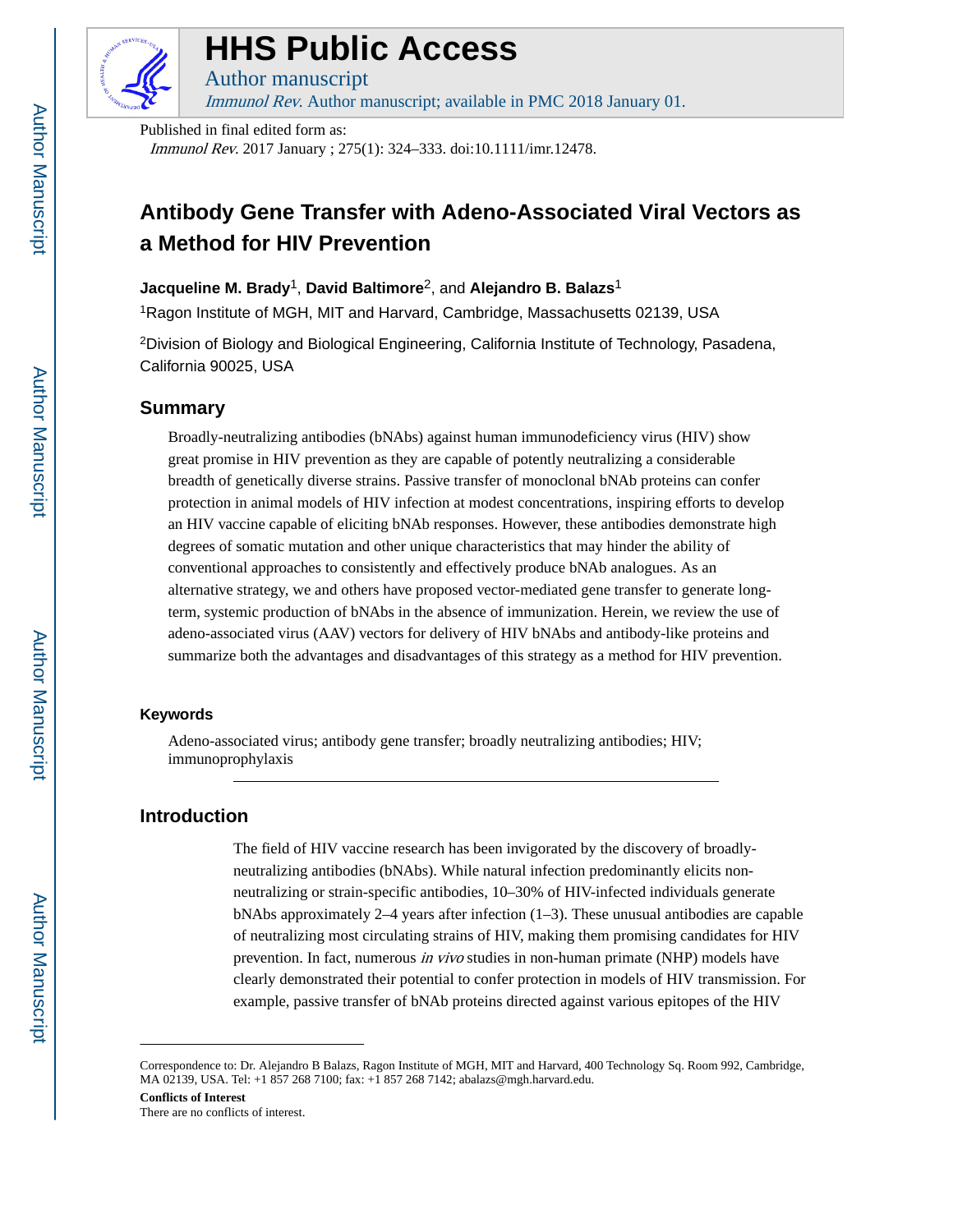# Antibody Gene Transfer with Adeno-Associated Viral Vectors as a Method for HIV Prevention

**Jacqueline M. Brady**[1], **David Baltimore**[2], and **Alejandro B. Balazs**[1]

[1]Ragon Institute of MGH, MIT and Harvard, Cambridge, Massachusetts 02139, USA

[2]Division of Biology and Biological Engineering, California Institute of Technology, Pasadena, California 90025, USA

## Summary

Broadly-neutralizing antibodies (bNAbs) against human immunodeficiency virus (HIV) show great promise in HIV prevention as they are capable of potently neutralizing a considerable breadth of genetically diverse strains. Passive transfer of monoclonal bNAb proteins can confer protection in animal models of HIV infection at modest concentrations, inspiring efforts to develop an HIV vaccine capable of eliciting bNAb responses. However, these antibodies demonstrate high degrees of somatic mutation and other unique characteristics that may hinder the ability of conventional approaches to consistently and effectively produce bNAb analogues. As an alternative strategy, we and others have proposed vector-mediated gene transfer to generate long-term, systemic production of bNAbs in the absence of immunization. Herein, we review the use of adeno-associated virus (AAV) vectors for delivery of HIV bNAbs and antibody-like proteins and summarize both the advantages and disadvantages of this strategy as a method for HIV prevention.

### Keywords

Adeno-associated virus; antibody gene transfer; broadly neutralizing antibodies; HIV; immunoprophylaxis

## Introduction

The field of HIV vaccine research has been invigorated by the discovery of broadly-neutralizing antibodies (bNAbs). While natural infection predominantly elicits non-neutralizing or strain-specific antibodies, 10–30% of HIV-infected individuals generate bNAbs approximately 2–4 years after infection (1–3). These unusual antibodies are capable of neutralizing most circulating strains of HIV, making them promising candidates for HIV prevention. In fact, numerous *in vivo* studies in non-human primate (NHP) models have clearly demonstrated their potential to confer protection in models of HIV transmission. For example, passive transfer of bNAb proteins directed against various epitopes of the HIV

---

Correspondence to: Dr. Alejandro B Balazs, Ragon Institute of MGH, MIT and Harvard, 400 Technology Sq. Room 992, Cambridge, MA 02139, USA. Tel: +1 857 268 7100; fax: +1 857 268 7142; abalazs@mgh.harvard.edu.

**Conflicts of Interest**

There are no conflicts of interest.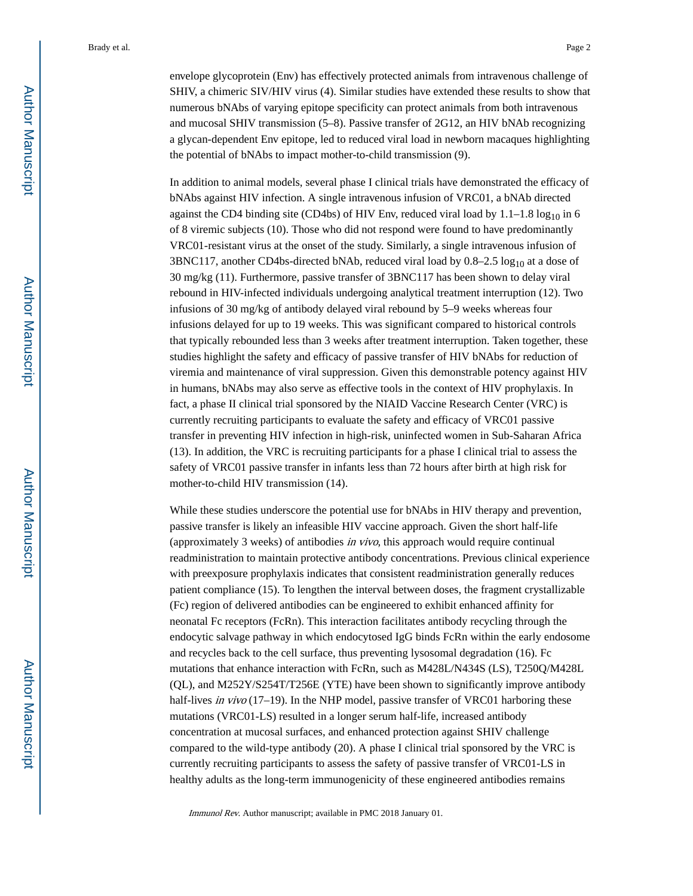envelope glycoprotein (Env) has effectively protected animals from intravenous challenge of SHIV, a chimeric SIV/HIV virus (4). Similar studies have extended these results to show that numerous bNAbs of varying epitope specificity can protect animals from both intravenous and mucosal SHIV transmission (5–8). Passive transfer of 2G12, an HIV bNAb recognizing a glycan-dependent Env epitope, led to reduced viral load in newborn macaques highlighting the potential of bNAbs to impact mother-to-child transmission (9).

In addition to animal models, several phase I clinical trials have demonstrated the efficacy of bNAbs against HIV infection. A single intravenous infusion of VRC01, a bNAb directed against the CD4 binding site (CD4bs) of HIV Env, reduced viral load by 1.1–1.8 $\log_{10}$ in 6 of 8 viremic subjects (10). Those who did not respond were found to have predominantly VRC01-resistant virus at the onset of the study. Similarly, a single intravenous infusion of 3BNC117, another CD4bs-directed bNAb, reduced viral load by 0.8–2.5 $\log_{10}$ at a dose of 30 mg/kg (11). Furthermore, passive transfer of 3BNC117 has been shown to delay viral rebound in HIV-infected individuals undergoing analytical treatment interruption (12). Two infusions of 30 mg/kg of antibody delayed viral rebound by 5–9 weeks whereas four infusions delayed for up to 19 weeks. This was significant compared to historical controls that typically rebounded less than 3 weeks after treatment interruption. Taken together, these studies highlight the safety and efficacy of passive transfer of HIV bNAbs for reduction of viremia and maintenance of viral suppression. Given this demonstrable potency against HIV in humans, bNAbs may also serve as effective tools in the context of HIV prophylaxis. In fact, a phase II clinical trial sponsored by the NIAID Vaccine Research Center (VRC) is currently recruiting participants to evaluate the safety and efficacy of VRC01 passive transfer in preventing HIV infection in high-risk, uninfected women in Sub-Saharan Africa (13). In addition, the VRC is recruiting participants for a phase I clinical trial to assess the safety of VRC01 passive transfer in infants less than 72 hours after birth at high risk for mother-to-child HIV transmission (14).

While these studies underscore the potential use for bNAbs in HIV therapy and prevention, passive transfer is likely an infeasible HIV vaccine approach. Given the short half-life (approximately 3 weeks) of antibodies *in vivo*, this approach would require continual readministration to maintain protective antibody concentrations. Previous clinical experience with preexposure prophylaxis indicates that consistent readministration generally reduces patient compliance (15). To lengthen the interval between doses, the fragment crystallizable (Fc) region of delivered antibodies can be engineered to exhibit enhanced affinity for neonatal Fc receptors (FcRn). This interaction facilitates antibody recycling through the endocytic salvage pathway in which endocytosed IgG binds FcRn within the early endosome and recycles back to the cell surface, thus preventing lysosomal degradation (16). Fc mutations that enhance interaction with FcRn, such as M428L/N434S (LS), T250Q/M428L (QL), and M252Y/S254T/T256E (YTE) have been shown to significantly improve antibody half-lives *in vivo* (17–19). In the NHP model, passive transfer of VRC01 harboring these mutations (VRC01-LS) resulted in a longer serum half-life, increased antibody concentration at mucosal surfaces, and enhanced protection against SHIV challenge compared to the wild-type antibody (20). A phase I clinical trial sponsored by the VRC is currently recruiting participants to assess the safety of passive transfer of VRC01-LS in healthy adults as the long-term immunogenicity of these engineered antibodies remains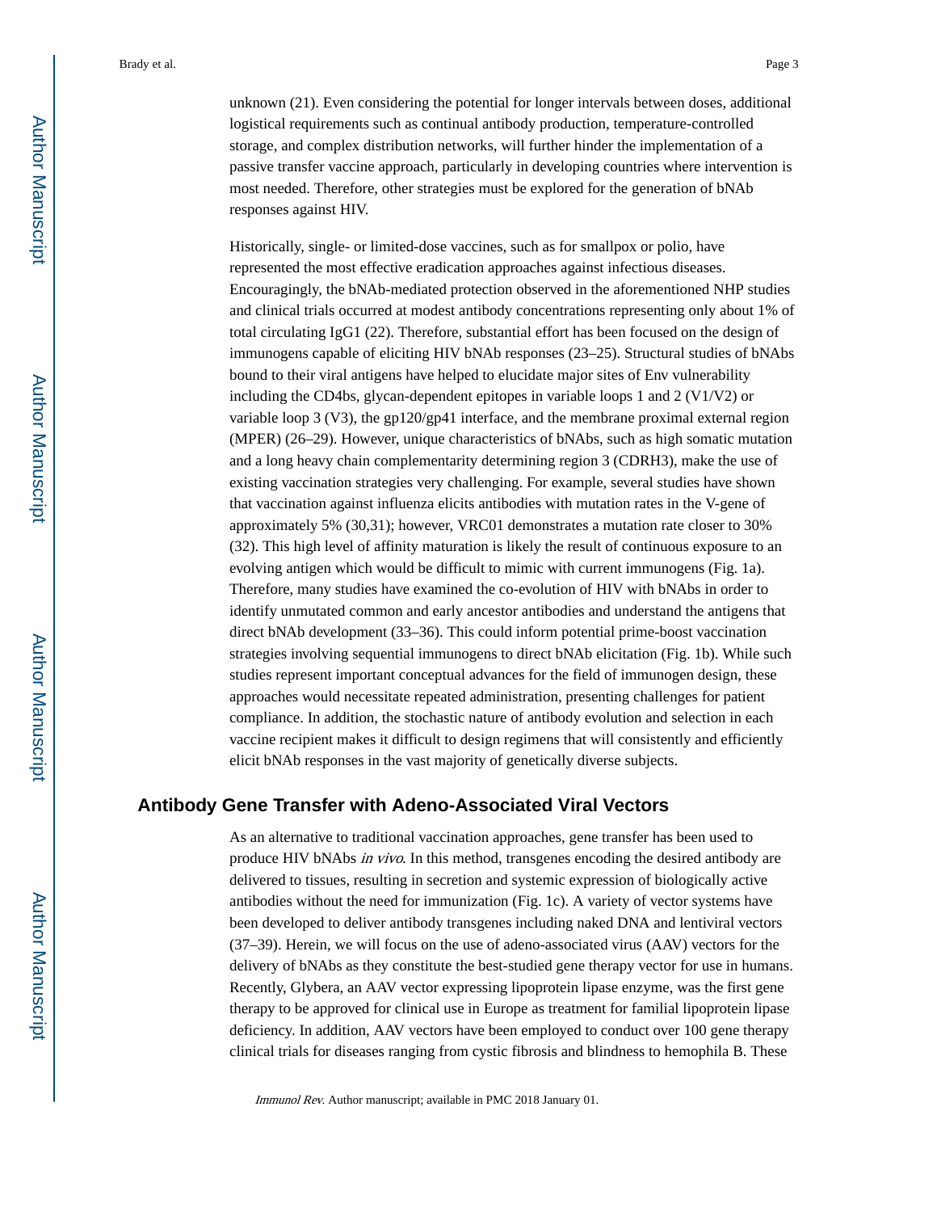unknown (21). Even considering the potential for longer intervals between doses, additional logistical requirements such as continual antibody production, temperature-controlled storage, and complex distribution networks, will further hinder the implementation of a passive transfer vaccine approach, particularly in developing countries where intervention is most needed. Therefore, other strategies must be explored for the generation of bNAb responses against HIV.

Historically, single- or limited-dose vaccines, such as for smallpox or polio, have represented the most effective eradication approaches against infectious diseases. Encouragingly, the bNAb-mediated protection observed in the aforementioned NHP studies and clinical trials occurred at modest antibody concentrations representing only about 1% of total circulating IgG1 (22). Therefore, substantial effort has been focused on the design of immunogens capable of eliciting HIV bNAb responses (23–25). Structural studies of bNAbs bound to their viral antigens have helped to elucidate major sites of Env vulnerability including the CD4bs, glycan-dependent epitopes in variable loops 1 and 2 (V1/V2) or variable loop 3 (V3), the gp120/gp41 interface, and the membrane proximal external region (MPER) (26–29). However, unique characteristics of bNAbs, such as high somatic mutation and a long heavy chain complementarity determining region 3 (CDRH3), make the use of existing vaccination strategies very challenging. For example, several studies have shown that vaccination against influenza elicits antibodies with mutation rates in the V-gene of approximately 5% (30,31); however, VRC01 demonstrates a mutation rate closer to 30% (32). This high level of affinity maturation is likely the result of continuous exposure to an evolving antigen which would be difficult to mimic with current immunogens (Fig. 1a). Therefore, many studies have examined the co-evolution of HIV with bNAbs in order to identify unmutated common and early ancestor antibodies and understand the antigens that direct bNAb development (33–36). This could inform potential prime-boost vaccination strategies involving sequential immunogens to direct bNAb elicitation (Fig. 1b). While such studies represent important conceptual advances for the field of immunogen design, these approaches would necessitate repeated administration, presenting challenges for patient compliance. In addition, the stochastic nature of antibody evolution and selection in each vaccine recipient makes it difficult to design regimens that will consistently and efficiently elicit bNAb responses in the vast majority of genetically diverse subjects.

## Antibody Gene Transfer with Adeno-Associated Viral Vectors

As an alternative to traditional vaccination approaches, gene transfer has been used to produce HIV bNAbs *in vivo*. In this method, transgenes encoding the desired antibody are delivered to tissues, resulting in secretion and systemic expression of biologically active antibodies without the need for immunization (Fig. 1c). A variety of vector systems have been developed to deliver antibody transgenes including naked DNA and lentiviral vectors (37–39). Herein, we will focus on the use of adeno-associated virus (AAV) vectors for the delivery of bNAbs as they constitute the best-studied gene therapy vector for use in humans. Recently, Glybera, an AAV vector expressing lipoprotein lipase enzyme, was the first gene therapy to be approved for clinical use in Europe as treatment for familial lipoprotein lipase deficiency. In addition, AAV vectors have been employed to conduct over 100 gene therapy clinical trials for diseases ranging from cystic fibrosis and blindness to hemophila B. These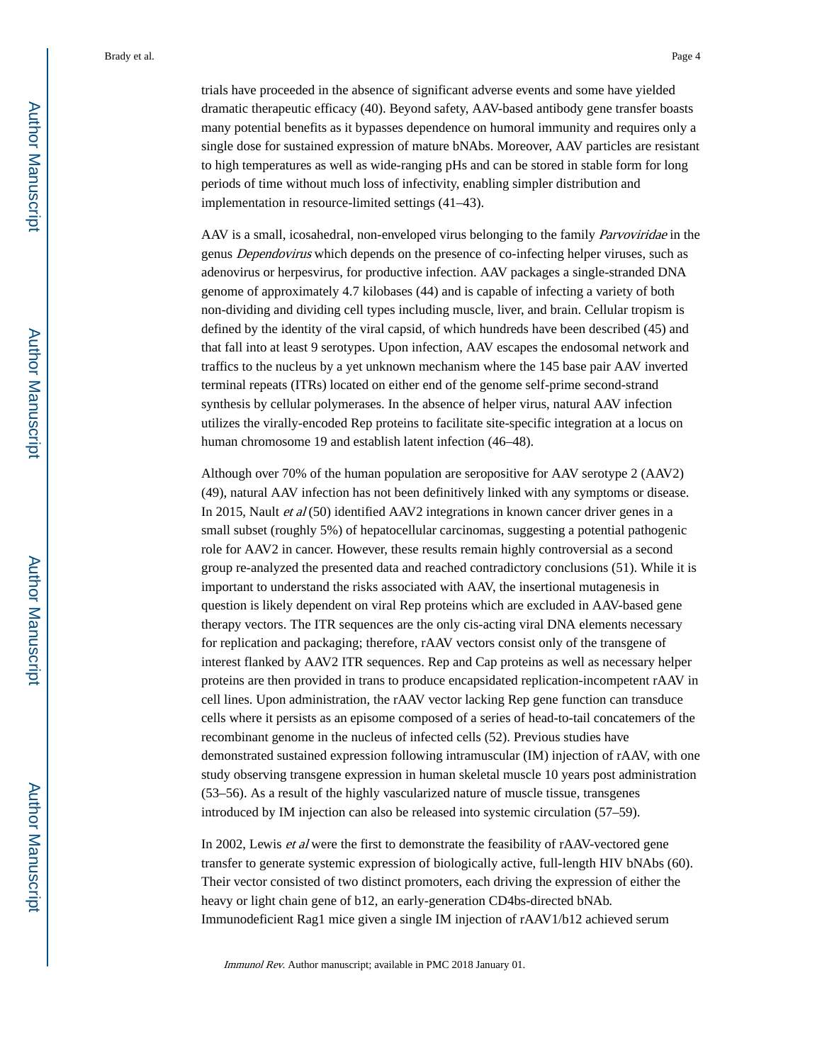trials have proceeded in the absence of significant adverse events and some have yielded dramatic therapeutic efficacy (40). Beyond safety, AAV-based antibody gene transfer boasts many potential benefits as it bypasses dependence on humoral immunity and requires only a single dose for sustained expression of mature bNAbs. Moreover, AAV particles are resistant to high temperatures as well as wide-ranging pHs and can be stored in stable form for long periods of time without much loss of infectivity, enabling simpler distribution and implementation in resource-limited settings (41–43).

AAV is a small, icosahedral, non-enveloped virus belonging to the family *Parvoviridae* in the genus *Dependovirus* which depends on the presence of co-infecting helper viruses, such as adenovirus or herpesvirus, for productive infection. AAV packages a single-stranded DNA genome of approximately 4.7 kilobases (44) and is capable of infecting a variety of both non-dividing and dividing cell types including muscle, liver, and brain. Cellular tropism is defined by the identity of the viral capsid, of which hundreds have been described (45) and that fall into at least 9 serotypes. Upon infection, AAV escapes the endosomal network and traffics to the nucleus by a yet unknown mechanism where the 145 base pair AAV inverted terminal repeats (ITRs) located on either end of the genome self-prime second-strand synthesis by cellular polymerases. In the absence of helper virus, natural AAV infection utilizes the virally-encoded Rep proteins to facilitate site-specific integration at a locus on human chromosome 19 and establish latent infection (46–48).

Although over 70% of the human population are seropositive for AAV serotype 2 (AAV2) (49), natural AAV infection has not been definitively linked with any symptoms or disease. In 2015, Nault *et al* (50) identified AAV2 integrations in known cancer driver genes in a small subset (roughly 5%) of hepatocellular carcinomas, suggesting a potential pathogenic role for AAV2 in cancer. However, these results remain highly controversial as a second group re-analyzed the presented data and reached contradictory conclusions (51). While it is important to understand the risks associated with AAV, the insertional mutagenesis in question is likely dependent on viral Rep proteins which are excluded in AAV-based gene therapy vectors. The ITR sequences are the only cis-acting viral DNA elements necessary for replication and packaging; therefore, rAAV vectors consist only of the transgene of interest flanked by AAV2 ITR sequences. Rep and Cap proteins as well as necessary helper proteins are then provided in trans to produce encapsidated replication-incompetent rAAV in cell lines. Upon administration, the rAAV vector lacking Rep gene function can transduce cells where it persists as an episome composed of a series of head-to-tail concatemers of the recombinant genome in the nucleus of infected cells (52). Previous studies have demonstrated sustained expression following intramuscular (IM) injection of rAAV, with one study observing transgene expression in human skeletal muscle 10 years post administration (53–56). As a result of the highly vascularized nature of muscle tissue, transgenes introduced by IM injection can also be released into systemic circulation (57–59).

In 2002, Lewis *et al* were the first to demonstrate the feasibility of rAAV-vectored gene transfer to generate systemic expression of biologically active, full-length HIV bNAbs (60). Their vector consisted of two distinct promoters, each driving the expression of either the heavy or light chain gene of b12, an early-generation CD4bs-directed bNAb. Immunodeficient Rag1 mice given a single IM injection of rAAV1/b12 achieved serum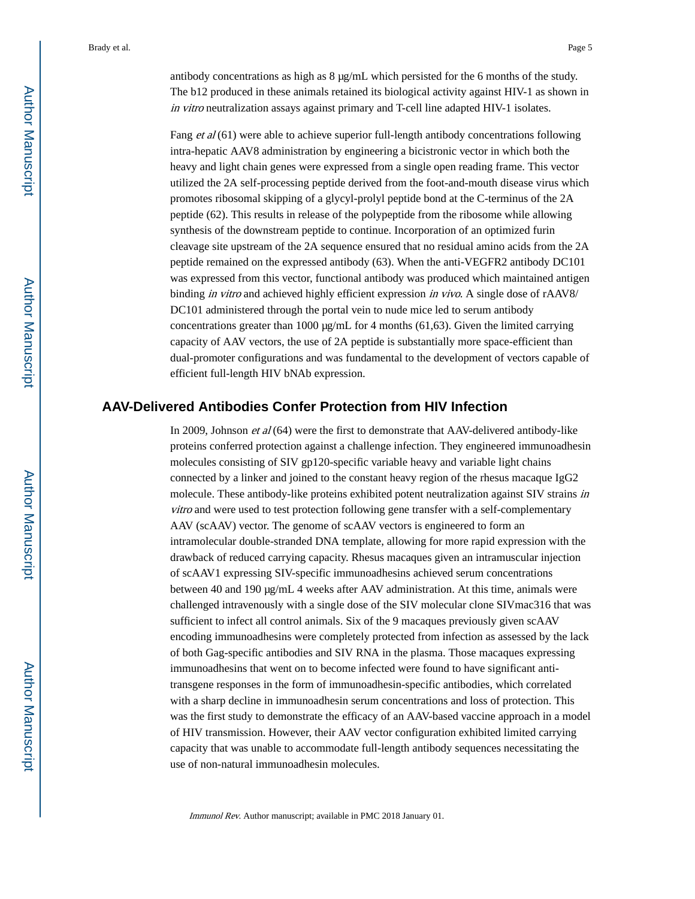antibody concentrations as high as 8 μg/mL which persisted for the 6 months of the study. The b12 produced in these animals retained its biological activity against HIV-1 as shown in *in vitro* neutralization assays against primary and T-cell line adapted HIV-1 isolates.

Fang *et al* (61) were able to achieve superior full-length antibody concentrations following intra-hepatic AAV8 administration by engineering a bicistronic vector in which both the heavy and light chain genes were expressed from a single open reading frame. This vector utilized the 2A self-processing peptide derived from the foot-and-mouth disease virus which promotes ribosomal skipping of a glycyl-prolyl peptide bond at the C-terminus of the 2A peptide (62). This results in release of the polypeptide from the ribosome while allowing synthesis of the downstream peptide to continue. Incorporation of an optimized furin cleavage site upstream of the 2A sequence ensured that no residual amino acids from the 2A peptide remained on the expressed antibody (63). When the anti-VEGFR2 antibody DC101 was expressed from this vector, functional antibody was produced which maintained antigen binding *in vitro* and achieved highly efficient expression *in vivo*. A single dose of rAAV8/DC101 administered through the portal vein to nude mice led to serum antibody concentrations greater than 1000 μg/mL for 4 months (61,63). Given the limited carrying capacity of AAV vectors, the use of 2A peptide is substantially more space-efficient than dual-promoter configurations and was fundamental to the development of vectors capable of efficient full-length HIV bNAb expression.

## AAV-Delivered Antibodies Confer Protection from HIV Infection

In 2009, Johnson *et al* (64) were the first to demonstrate that AAV-delivered antibody-like proteins conferred protection against a challenge infection. They engineered immunoadhesin molecules consisting of SIV gp120-specific variable heavy and variable light chains connected by a linker and joined to the constant heavy region of the rhesus macaque IgG2 molecule. These antibody-like proteins exhibited potent neutralization against SIV strains *in vitro* and were used to test protection following gene transfer with a self-complementary AAV (scAAV) vector. The genome of scAAV vectors is engineered to form an intramolecular double-stranded DNA template, allowing for more rapid expression with the drawback of reduced carrying capacity. Rhesus macaques given an intramuscular injection of scAAV1 expressing SIV-specific immunoadhesins achieved serum concentrations between 40 and 190 μg/mL 4 weeks after AAV administration. At this time, animals were challenged intravenously with a single dose of the SIV molecular clone SIVmac316 that was sufficient to infect all control animals. Six of the 9 macaques previously given scAAV encoding immunoadhesins were completely protected from infection as assessed by the lack of both Gag-specific antibodies and SIV RNA in the plasma. Those macaques expressing immunoadhesins that went on to become infected were found to have significant anti-transgene responses in the form of immunoadhesin-specific antibodies, which correlated with a sharp decline in immunoadhesin serum concentrations and loss of protection. This was the first study to demonstrate the efficacy of an AAV-based vaccine approach in a model of HIV transmission. However, their AAV vector configuration exhibited limited carrying capacity that was unable to accommodate full-length antibody sequences necessitating the use of non-natural immunoadhesin molecules.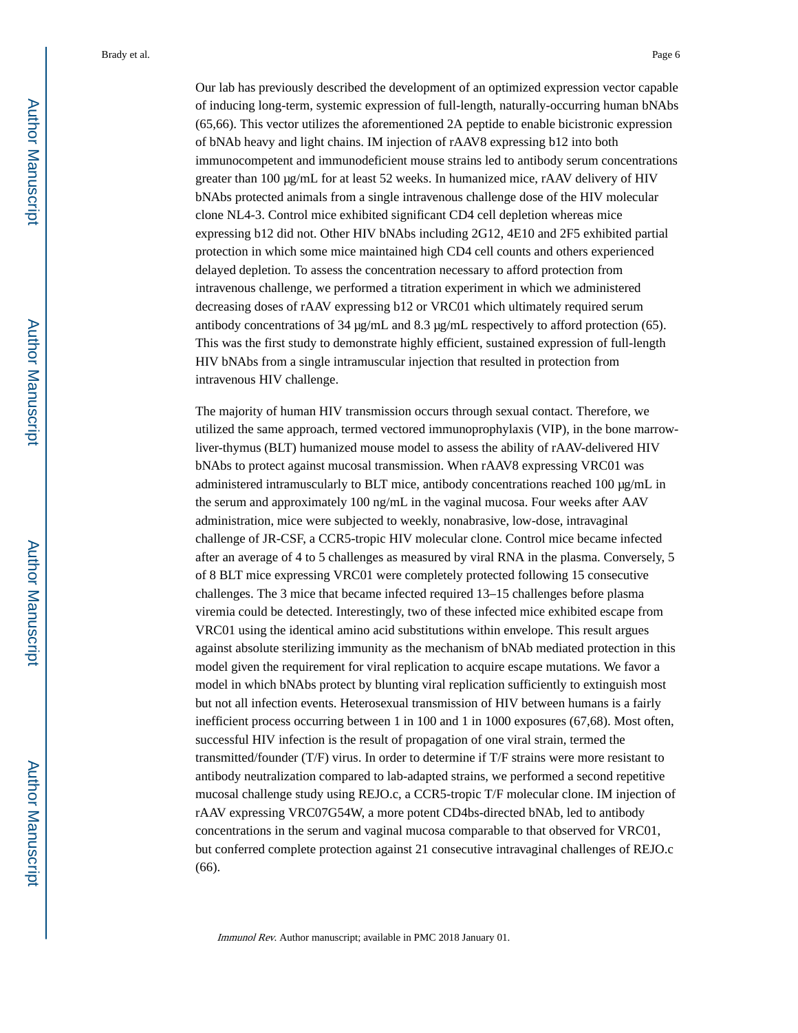Our lab has previously described the development of an optimized expression vector capable of inducing long-term, systemic expression of full-length, naturally-occurring human bNAbs (65,66). This vector utilizes the aforementioned 2A peptide to enable bicistronic expression of bNAb heavy and light chains. IM injection of rAAV8 expressing b12 into both immunocompetent and immunodeficient mouse strains led to antibody serum concentrations greater than 100 μg/mL for at least 52 weeks. In humanized mice, rAAV delivery of HIV bNAbs protected animals from a single intravenous challenge dose of the HIV molecular clone NL4-3. Control mice exhibited significant CD4 cell depletion whereas mice expressing b12 did not. Other HIV bNAbs including 2G12, 4E10 and 2F5 exhibited partial protection in which some mice maintained high CD4 cell counts and others experienced delayed depletion. To assess the concentration necessary to afford protection from intravenous challenge, we performed a titration experiment in which we administered decreasing doses of rAAV expressing b12 or VRC01 which ultimately required serum antibody concentrations of 34 μg/mL and 8.3 μg/mL respectively to afford protection (65). This was the first study to demonstrate highly efficient, sustained expression of full-length HIV bNAbs from a single intramuscular injection that resulted in protection from intravenous HIV challenge.

The majority of human HIV transmission occurs through sexual contact. Therefore, we utilized the same approach, termed vectored immunoprophylaxis (VIP), in the bone marrow-liver-thymus (BLT) humanized mouse model to assess the ability of rAAV-delivered HIV bNAbs to protect against mucosal transmission. When rAAV8 expressing VRC01 was administered intramuscularly to BLT mice, antibody concentrations reached 100 μg/mL in the serum and approximately 100 ng/mL in the vaginal mucosa. Four weeks after AAV administration, mice were subjected to weekly, nonabrasive, low-dose, intravaginal challenge of JR-CSF, a CCR5-tropic HIV molecular clone. Control mice became infected after an average of 4 to 5 challenges as measured by viral RNA in the plasma. Conversely, 5 of 8 BLT mice expressing VRC01 were completely protected following 15 consecutive challenges. The 3 mice that became infected required 13–15 challenges before plasma viremia could be detected. Interestingly, two of these infected mice exhibited escape from VRC01 using the identical amino acid substitutions within envelope. This result argues against absolute sterilizing immunity as the mechanism of bNAb mediated protection in this model given the requirement for viral replication to acquire escape mutations. We favor a model in which bNAbs protect by blunting viral replication sufficiently to extinguish most but not all infection events. Heterosexual transmission of HIV between humans is a fairly inefficient process occurring between 1 in 100 and 1 in 1000 exposures (67,68). Most often, successful HIV infection is the result of propagation of one viral strain, termed the transmitted/founder (T/F) virus. In order to determine if T/F strains were more resistant to antibody neutralization compared to lab-adapted strains, we performed a second repetitive mucosal challenge study using REJO.c, a CCR5-tropic T/F molecular clone. IM injection of rAAV expressing VRC07G54W, a more potent CD4bs-directed bNAb, led to antibody concentrations in the serum and vaginal mucosa comparable to that observed for VRC01, but conferred complete protection against 21 consecutive intravaginal challenges of REJO.c (66).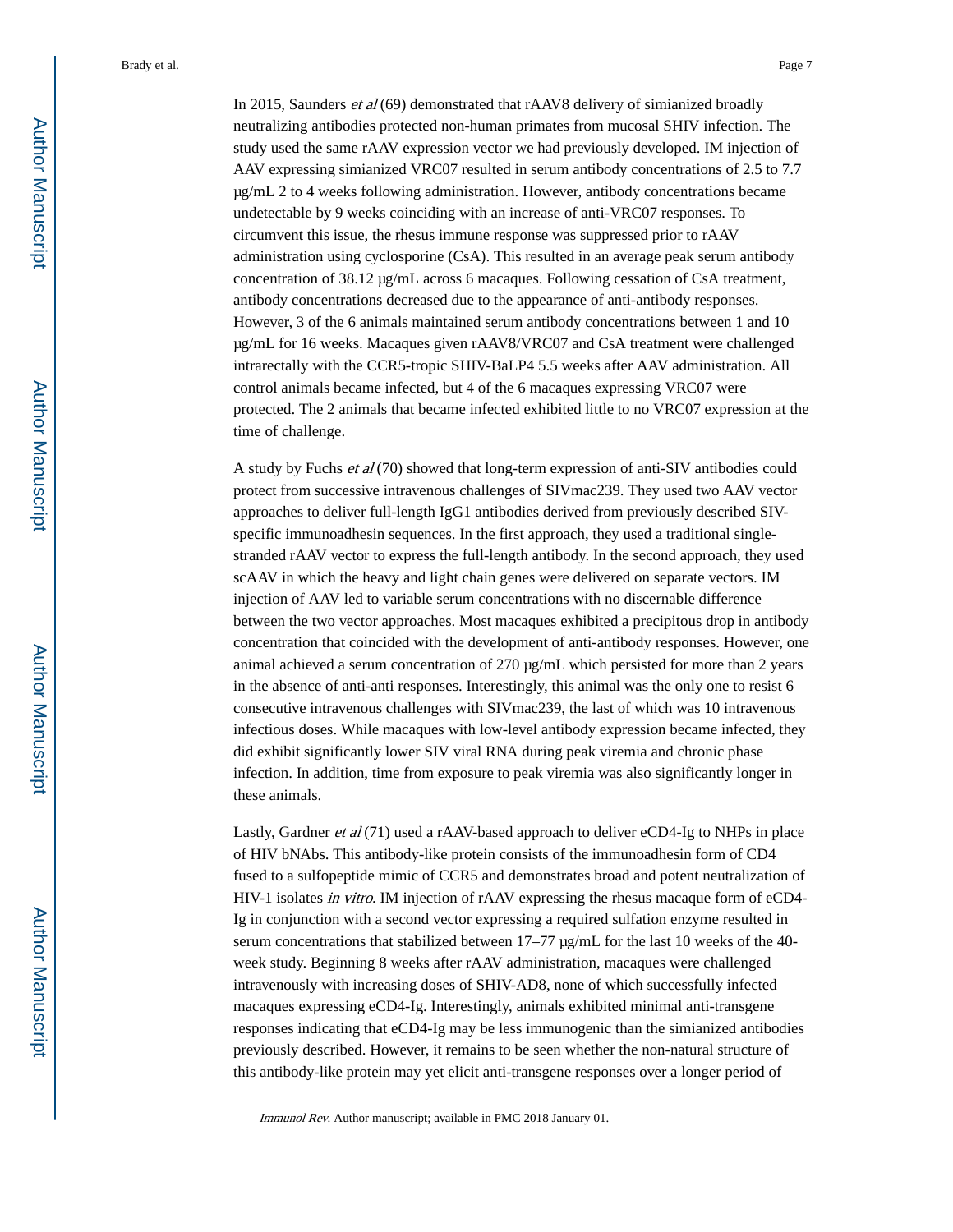In 2015, Saunders *et al* (69) demonstrated that rAAV8 delivery of simianized broadly neutralizing antibodies protected non-human primates from mucosal SHIV infection. The study used the same rAAV expression vector we had previously developed. IM injection of AAV expressing simianized VRC07 resulted in serum antibody concentrations of 2.5 to 7.7 μg/mL 2 to 4 weeks following administration. However, antibody concentrations became undetectable by 9 weeks coinciding with an increase of anti-VRC07 responses. To circumvent this issue, the rhesus immune response was suppressed prior to rAAV administration using cyclosporine (CsA). This resulted in an average peak serum antibody concentration of 38.12 μg/mL across 6 macaques. Following cessation of CsA treatment, antibody concentrations decreased due to the appearance of anti-antibody responses. However, 3 of the 6 animals maintained serum antibody concentrations between 1 and 10 μg/mL for 16 weeks. Macaques given rAAV8/VRC07 and CsA treatment were challenged intrarectally with the CCR5-tropic SHIV-BaLP4 5.5 weeks after AAV administration. All control animals became infected, but 4 of the 6 macaques expressing VRC07 were protected. The 2 animals that became infected exhibited little to no VRC07 expression at the time of challenge.

A study by Fuchs *et al* (70) showed that long-term expression of anti-SIV antibodies could protect from successive intravenous challenges of SIVmac239. They used two AAV vector approaches to deliver full-length IgG1 antibodies derived from previously described SIV-specific immunoadhesin sequences. In the first approach, they used a traditional single-stranded rAAV vector to express the full-length antibody. In the second approach, they used scAAV in which the heavy and light chain genes were delivered on separate vectors. IM injection of AAV led to variable serum concentrations with no discernable difference between the two vector approaches. Most macaques exhibited a precipitous drop in antibody concentration that coincided with the development of anti-antibody responses. However, one animal achieved a serum concentration of 270 μg/mL which persisted for more than 2 years in the absence of anti-anti responses. Interestingly, this animal was the only one to resist 6 consecutive intravenous challenges with SIVmac239, the last of which was 10 intravenous infectious doses. While macaques with low-level antibody expression became infected, they did exhibit significantly lower SIV viral RNA during peak viremia and chronic phase infection. In addition, time from exposure to peak viremia was also significantly longer in these animals.

Lastly, Gardner *et al* (71) used a rAAV-based approach to deliver eCD4-Ig to NHPs in place of HIV bNAbs. This antibody-like protein consists of the immunoadhesin form of CD4 fused to a sulfopeptide mimic of CCR5 and demonstrates broad and potent neutralization of HIV-1 isolates *in vitro*. IM injection of rAAV expressing the rhesus macaque form of eCD4-Ig in conjunction with a second vector expressing a required sulfation enzyme resulted in serum concentrations that stabilized between 17–77 μg/mL for the last 10 weeks of the 40-week study. Beginning 8 weeks after rAAV administration, macaques were challenged intravenously with increasing doses of SHIV-AD8, none of which successfully infected macaques expressing eCD4-Ig. Interestingly, animals exhibited minimal anti-transgene responses indicating that eCD4-Ig may be less immunogenic than the simianized antibodies previously described. However, it remains to be seen whether the non-natural structure of this antibody-like protein may yet elicit anti-transgene responses over a longer period of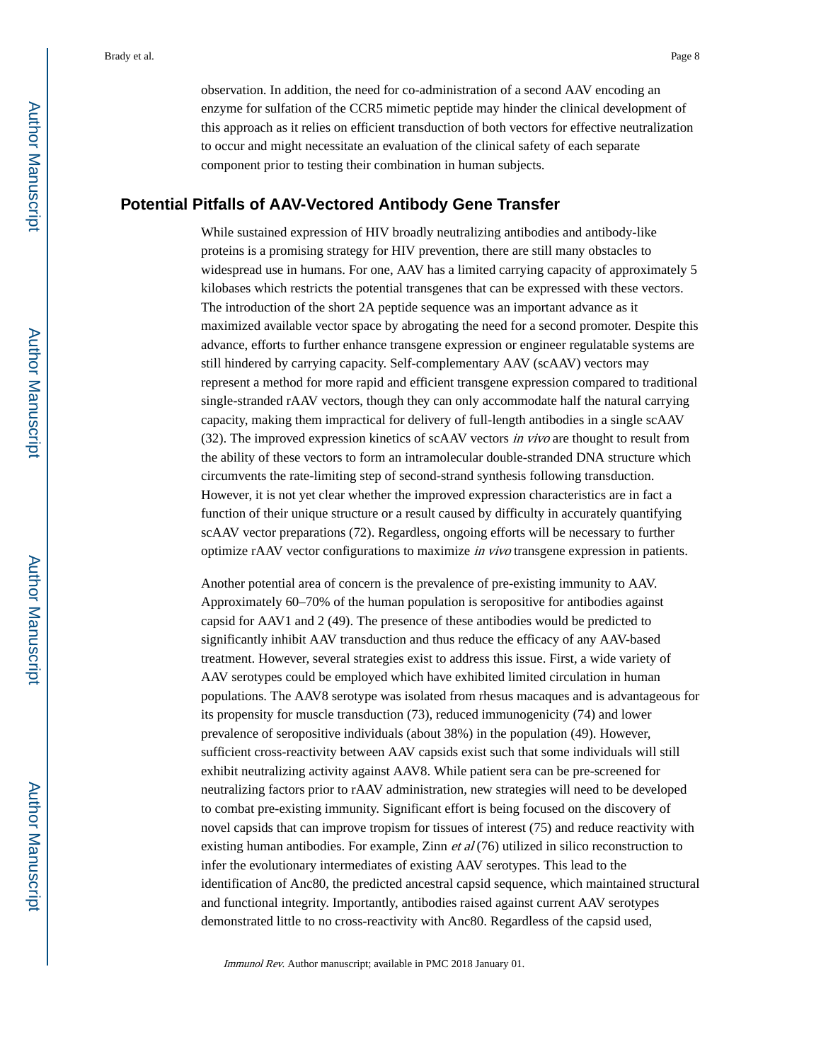observation. In addition, the need for co-administration of a second AAV encoding an enzyme for sulfation of the CCR5 mimetic peptide may hinder the clinical development of this approach as it relies on efficient transduction of both vectors for effective neutralization to occur and might necessitate an evaluation of the clinical safety of each separate component prior to testing their combination in human subjects.

## Potential Pitfalls of AAV-Vectored Antibody Gene Transfer

While sustained expression of HIV broadly neutralizing antibodies and antibody-like proteins is a promising strategy for HIV prevention, there are still many obstacles to widespread use in humans. For one, AAV has a limited carrying capacity of approximately 5 kilobases which restricts the potential transgenes that can be expressed with these vectors. The introduction of the short 2A peptide sequence was an important advance as it maximized available vector space by abrogating the need for a second promoter. Despite this advance, efforts to further enhance transgene expression or engineer regulatable systems are still hindered by carrying capacity. Self-complementary AAV (scAAV) vectors may represent a method for more rapid and efficient transgene expression compared to traditional single-stranded rAAV vectors, though they can only accommodate half the natural carrying capacity, making them impractical for delivery of full-length antibodies in a single scAAV (32). The improved expression kinetics of scAAV vectors *in vivo* are thought to result from the ability of these vectors to form an intramolecular double-stranded DNA structure which circumvents the rate-limiting step of second-strand synthesis following transduction. However, it is not yet clear whether the improved expression characteristics are in fact a function of their unique structure or a result caused by difficulty in accurately quantifying scAAV vector preparations (72). Regardless, ongoing efforts will be necessary to further optimize rAAV vector configurations to maximize *in vivo* transgene expression in patients.

Another potential area of concern is the prevalence of pre-existing immunity to AAV. Approximately 60–70% of the human population is seropositive for antibodies against capsid for AAV1 and 2 (49). The presence of these antibodies would be predicted to significantly inhibit AAV transduction and thus reduce the efficacy of any AAV-based treatment. However, several strategies exist to address this issue. First, a wide variety of AAV serotypes could be employed which have exhibited limited circulation in human populations. The AAV8 serotype was isolated from rhesus macaques and is advantageous for its propensity for muscle transduction (73), reduced immunogenicity (74) and lower prevalence of seropositive individuals (about 38%) in the population (49). However, sufficient cross-reactivity between AAV capsids exist such that some individuals will still exhibit neutralizing activity against AAV8. While patient sera can be pre-screened for neutralizing factors prior to rAAV administration, new strategies will need to be developed to combat pre-existing immunity. Significant effort is being focused on the discovery of novel capsids that can improve tropism for tissues of interest (75) and reduce reactivity with existing human antibodies. For example, Zinn *et al* (76) utilized in silico reconstruction to infer the evolutionary intermediates of existing AAV serotypes. This lead to the identification of Anc80, the predicted ancestral capsid sequence, which maintained structural and functional integrity. Importantly, antibodies raised against current AAV serotypes demonstrated little to no cross-reactivity with Anc80. Regardless of the capsid used,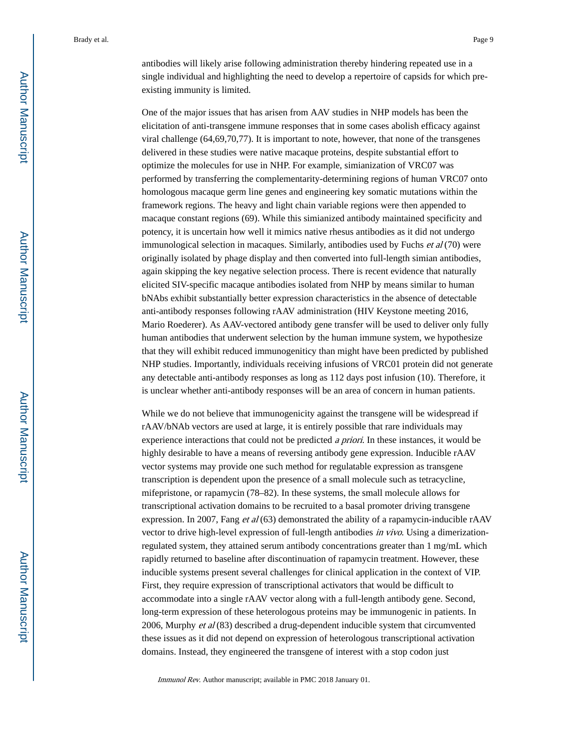antibodies will likely arise following administration thereby hindering repeated use in a single individual and highlighting the need to develop a repertoire of capsids for which pre-existing immunity is limited.

One of the major issues that has arisen from AAV studies in NHP models has been the elicitation of anti-transgene immune responses that in some cases abolish efficacy against viral challenge (64,69,70,77). It is important to note, however, that none of the transgenes delivered in these studies were native macaque proteins, despite substantial effort to optimize the molecules for use in NHP. For example, simianization of VRC07 was performed by transferring the complementarity-determining regions of human VRC07 onto homologous macaque germ line genes and engineering key somatic mutations within the framework regions. The heavy and light chain variable regions were then appended to macaque constant regions (69). While this simianized antibody maintained specificity and potency, it is uncertain how well it mimics native rhesus antibodies as it did not undergo immunological selection in macaques. Similarly, antibodies used by Fuchs *et al* (70) were originally isolated by phage display and then converted into full-length simian antibodies, again skipping the key negative selection process. There is recent evidence that naturally elicited SIV-specific macaque antibodies isolated from NHP by means similar to human bNAbs exhibit substantially better expression characteristics in the absence of detectable anti-antibody responses following rAAV administration (HIV Keystone meeting 2016, Mario Roederer). As AAV-vectored antibody gene transfer will be used to deliver only fully human antibodies that underwent selection by the human immune system, we hypothesize that they will exhibit reduced immunogeniticy than might have been predicted by published NHP studies. Importantly, individuals receiving infusions of VRC01 protein did not generate any detectable anti-antibody responses as long as 112 days post infusion (10). Therefore, it is unclear whether anti-antibody responses will be an area of concern in human patients.

While we do not believe that immunogenicity against the transgene will be widespread if rAAV/bNAb vectors are used at large, it is entirely possible that rare individuals may experience interactions that could not be predicted *a priori*. In these instances, it would be highly desirable to have a means of reversing antibody gene expression. Inducible rAAV vector systems may provide one such method for regulatable expression as transgene transcription is dependent upon the presence of a small molecule such as tetracycline, mifepristone, or rapamycin (78–82). In these systems, the small molecule allows for transcriptional activation domains to be recruited to a basal promoter driving transgene expression. In 2007, Fang *et al* (63) demonstrated the ability of a rapamycin-inducible rAAV vector to drive high-level expression of full-length antibodies *in vivo*. Using a dimerization-regulated system, they attained serum antibody concentrations greater than 1 mg/mL which rapidly returned to baseline after discontinuation of rapamycin treatment. However, these inducible systems present several challenges for clinical application in the context of VIP. First, they require expression of transcriptional activators that would be difficult to accommodate into a single rAAV vector along with a full-length antibody gene. Second, long-term expression of these heterologous proteins may be immunogenic in patients. In 2006, Murphy *et al* (83) described a drug-dependent inducible system that circumvented these issues as it did not depend on expression of heterologous transcriptional activation domains. Instead, they engineered the transgene of interest with a stop codon just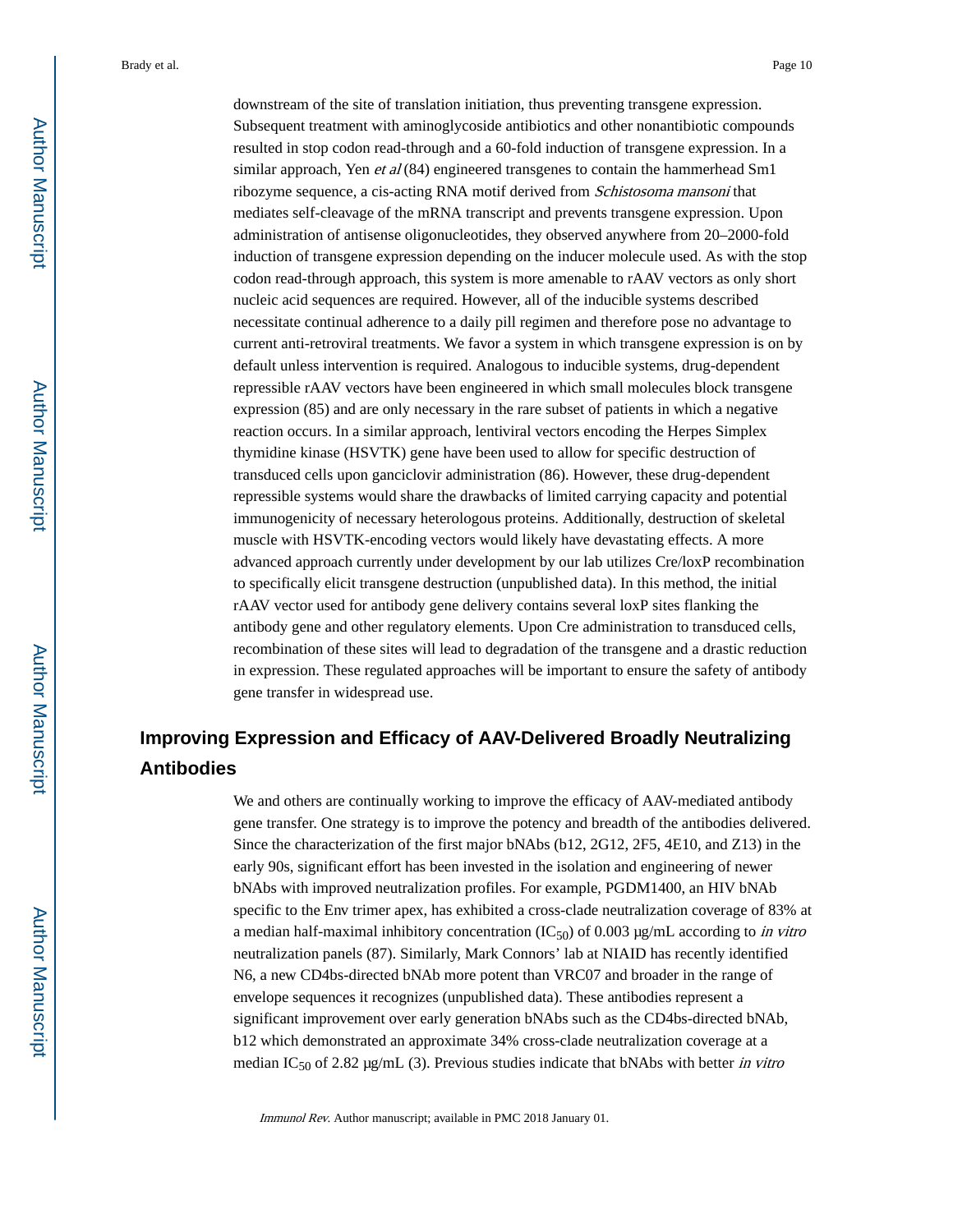downstream of the site of translation initiation, thus preventing transgene expression. Subsequent treatment with aminoglycoside antibiotics and other nonantibiotic compounds resulted in stop codon read-through and a 60-fold induction of transgene expression. In a similar approach, Yen *et al* (84) engineered transgenes to contain the hammerhead Sm1 ribozyme sequence, a cis-acting RNA motif derived from *Schistosoma mansoni* that mediates self-cleavage of the mRNA transcript and prevents transgene expression. Upon administration of antisense oligonucleotides, they observed anywhere from 20–2000-fold induction of transgene expression depending on the inducer molecule used. As with the stop codon read-through approach, this system is more amenable to rAAV vectors as only short nucleic acid sequences are required. However, all of the inducible systems described necessitate continual adherence to a daily pill regimen and therefore pose no advantage to current anti-retroviral treatments. We favor a system in which transgene expression is on by default unless intervention is required. Analogous to inducible systems, drug-dependent repressible rAAV vectors have been engineered in which small molecules block transgene expression (85) and are only necessary in the rare subset of patients in which a negative reaction occurs. In a similar approach, lentiviral vectors encoding the Herpes Simplex thymidine kinase (HSVTK) gene have been used to allow for specific destruction of transduced cells upon ganciclovir administration (86). However, these drug-dependent repressible systems would share the drawbacks of limited carrying capacity and potential immunogenicity of necessary heterologous proteins. Additionally, destruction of skeletal muscle with HSVTK-encoding vectors would likely have devastating effects. A more advanced approach currently under development by our lab utilizes Cre/loxP recombination to specifically elicit transgene destruction (unpublished data). In this method, the initial rAAV vector used for antibody gene delivery contains several loxP sites flanking the antibody gene and other regulatory elements. Upon Cre administration to transduced cells, recombination of these sites will lead to degradation of the transgene and a drastic reduction in expression. These regulated approaches will be important to ensure the safety of antibody gene transfer in widespread use.

## Improving Expression and Efficacy of AAV-Delivered Broadly Neutralizing Antibodies

We and others are continually working to improve the efficacy of AAV-mediated antibody gene transfer. One strategy is to improve the potency and breadth of the antibodies delivered. Since the characterization of the first major bNAbs (b12, 2G12, 2F5, 4E10, and Z13) in the early 90s, significant effort has been invested in the isolation and engineering of newer bNAbs with improved neutralization profiles. For example, PGDM1400, an HIV bNAb specific to the Env trimer apex, has exhibited a cross-clade neutralization coverage of 83% at a median half-maximal inhibitory concentration ($IC_{50}$) of 0.003 μg/mL according to *in vitro* neutralization panels (87). Similarly, Mark Connors' lab at NIAID has recently identified N6, a new CD4bs-directed bNAb more potent than VRC07 and broader in the range of envelope sequences it recognizes (unpublished data). These antibodies represent a significant improvement over early generation bNAbs such as the CD4bs-directed bNAb, b12 which demonstrated an approximate 34% cross-clade neutralization coverage at a median $IC_{50}$ of 2.82 μg/mL (3). Previous studies indicate that bNAbs with better *in vitro*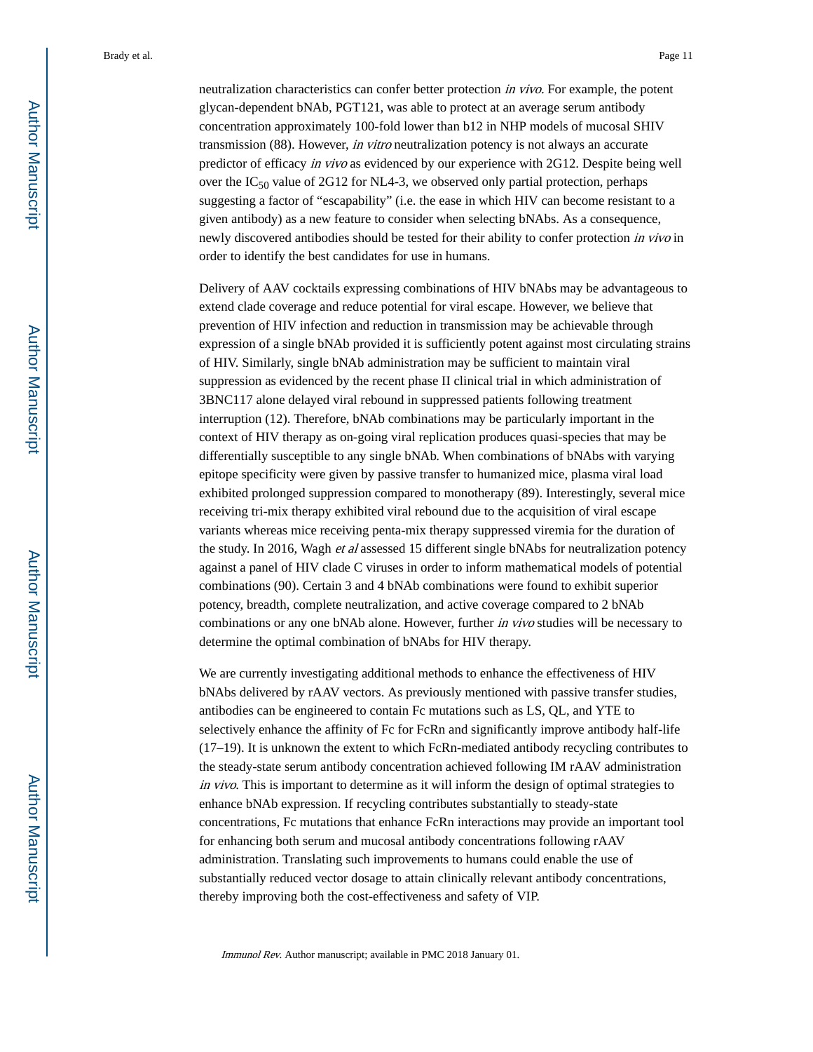neutralization characteristics can confer better protection *in vivo*. For example, the potent glycan-dependent bNAb, PGT121, was able to protect at an average serum antibody concentration approximately 100-fold lower than b12 in NHP models of mucosal SHIV transmission (88). However, *in vitro* neutralization potency is not always an accurate predictor of efficacy *in vivo* as evidenced by our experience with 2G12. Despite being well over the $IC_{50}$ value of 2G12 for NL4-3, we observed only partial protection, perhaps suggesting a factor of "escapability" (i.e. the ease in which HIV can become resistant to a given antibody) as a new feature to consider when selecting bNAbs. As a consequence, newly discovered antibodies should be tested for their ability to confer protection *in vivo* in order to identify the best candidates for use in humans.

Delivery of AAV cocktails expressing combinations of HIV bNAbs may be advantageous to extend clade coverage and reduce potential for viral escape. However, we believe that prevention of HIV infection and reduction in transmission may be achievable through expression of a single bNAb provided it is sufficiently potent against most circulating strains of HIV. Similarly, single bNAb administration may be sufficient to maintain viral suppression as evidenced by the recent phase II clinical trial in which administration of 3BNC117 alone delayed viral rebound in suppressed patients following treatment interruption (12). Therefore, bNAb combinations may be particularly important in the context of HIV therapy as on-going viral replication produces quasi-species that may be differentially susceptible to any single bNAb. When combinations of bNAbs with varying epitope specificity were given by passive transfer to humanized mice, plasma viral load exhibited prolonged suppression compared to monotherapy (89). Interestingly, several mice receiving tri-mix therapy exhibited viral rebound due to the acquisition of viral escape variants whereas mice receiving penta-mix therapy suppressed viremia for the duration of the study. In 2016, Wagh *et al* assessed 15 different single bNAbs for neutralization potency against a panel of HIV clade C viruses in order to inform mathematical models of potential combinations (90). Certain 3 and 4 bNAb combinations were found to exhibit superior potency, breadth, complete neutralization, and active coverage compared to 2 bNAb combinations or any one bNAb alone. However, further *in vivo* studies will be necessary to determine the optimal combination of bNAbs for HIV therapy.

We are currently investigating additional methods to enhance the effectiveness of HIV bNAbs delivered by rAAV vectors. As previously mentioned with passive transfer studies, antibodies can be engineered to contain Fc mutations such as LS, QL, and YTE to selectively enhance the affinity of Fc for FcRn and significantly improve antibody half-life (17–19). It is unknown the extent to which FcRn-mediated antibody recycling contributes to the steady-state serum antibody concentration achieved following IM rAAV administration *in vivo*. This is important to determine as it will inform the design of optimal strategies to enhance bNAb expression. If recycling contributes substantially to steady-state concentrations, Fc mutations that enhance FcRn interactions may provide an important tool for enhancing both serum and mucosal antibody concentrations following rAAV administration. Translating such improvements to humans could enable the use of substantially reduced vector dosage to attain clinically relevant antibody concentrations, thereby improving both the cost-effectiveness and safety of VIP.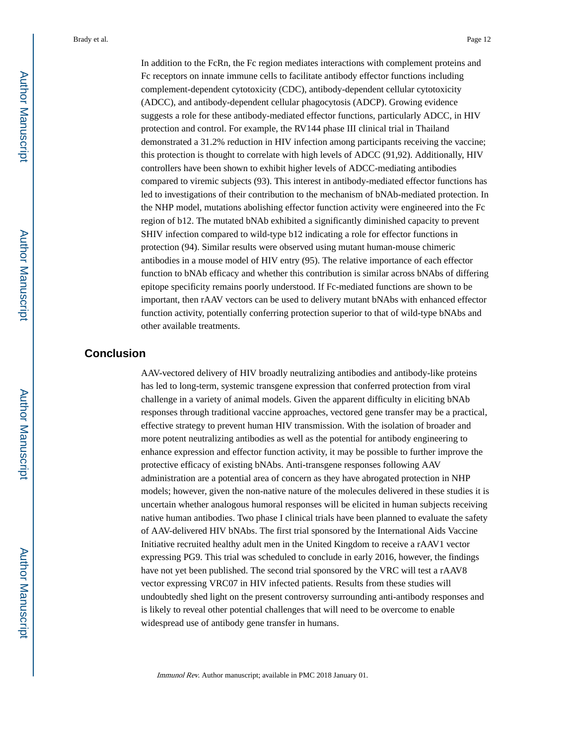In addition to the FcRn, the Fc region mediates interactions with complement proteins and Fc receptors on innate immune cells to facilitate antibody effector functions including complement-dependent cytotoxicity (CDC), antibody-dependent cellular cytotoxicity (ADCC), and antibody-dependent cellular phagocytosis (ADCP). Growing evidence suggests a role for these antibody-mediated effector functions, particularly ADCC, in HIV protection and control. For example, the RV144 phase III clinical trial in Thailand demonstrated a 31.2% reduction in HIV infection among participants receiving the vaccine; this protection is thought to correlate with high levels of ADCC (91,92). Additionally, HIV controllers have been shown to exhibit higher levels of ADCC-mediating antibodies compared to viremic subjects (93). This interest in antibody-mediated effector functions has led to investigations of their contribution to the mechanism of bNAb-mediated protection. In the NHP model, mutations abolishing effector function activity were engineered into the Fc region of b12. The mutated bNAb exhibited a significantly diminished capacity to prevent SHIV infection compared to wild-type b12 indicating a role for effector functions in protection (94). Similar results were observed using mutant human-mouse chimeric antibodies in a mouse model of HIV entry (95). The relative importance of each effector function to bNAb efficacy and whether this contribution is similar across bNAbs of differing epitope specificity remains poorly understood. If Fc-mediated functions are shown to be important, then rAAV vectors can be used to delivery mutant bNAbs with enhanced effector function activity, potentially conferring protection superior to that of wild-type bNAbs and other available treatments.

## Conclusion

AAV-vectored delivery of HIV broadly neutralizing antibodies and antibody-like proteins has led to long-term, systemic transgene expression that conferred protection from viral challenge in a variety of animal models. Given the apparent difficulty in eliciting bNAb responses through traditional vaccine approaches, vectored gene transfer may be a practical, effective strategy to prevent human HIV transmission. With the isolation of broader and more potent neutralizing antibodies as well as the potential for antibody engineering to enhance expression and effector function activity, it may be possible to further improve the protective efficacy of existing bNAbs. Anti-transgene responses following AAV administration are a potential area of concern as they have abrogated protection in NHP models; however, given the non-native nature of the molecules delivered in these studies it is uncertain whether analogous humoral responses will be elicited in human subjects receiving native human antibodies. Two phase I clinical trials have been planned to evaluate the safety of AAV-delivered HIV bNAbs. The first trial sponsored by the International Aids Vaccine Initiative recruited healthy adult men in the United Kingdom to receive a rAAV1 vector expressing PG9. This trial was scheduled to conclude in early 2016, however, the findings have not yet been published. The second trial sponsored by the VRC will test a rAAV8 vector expressing VRC07 in HIV infected patients. Results from these studies will undoubtedly shed light on the present controversy surrounding anti-antibody responses and is likely to reveal other potential challenges that will need to be overcome to enable widespread use of antibody gene transfer in humans.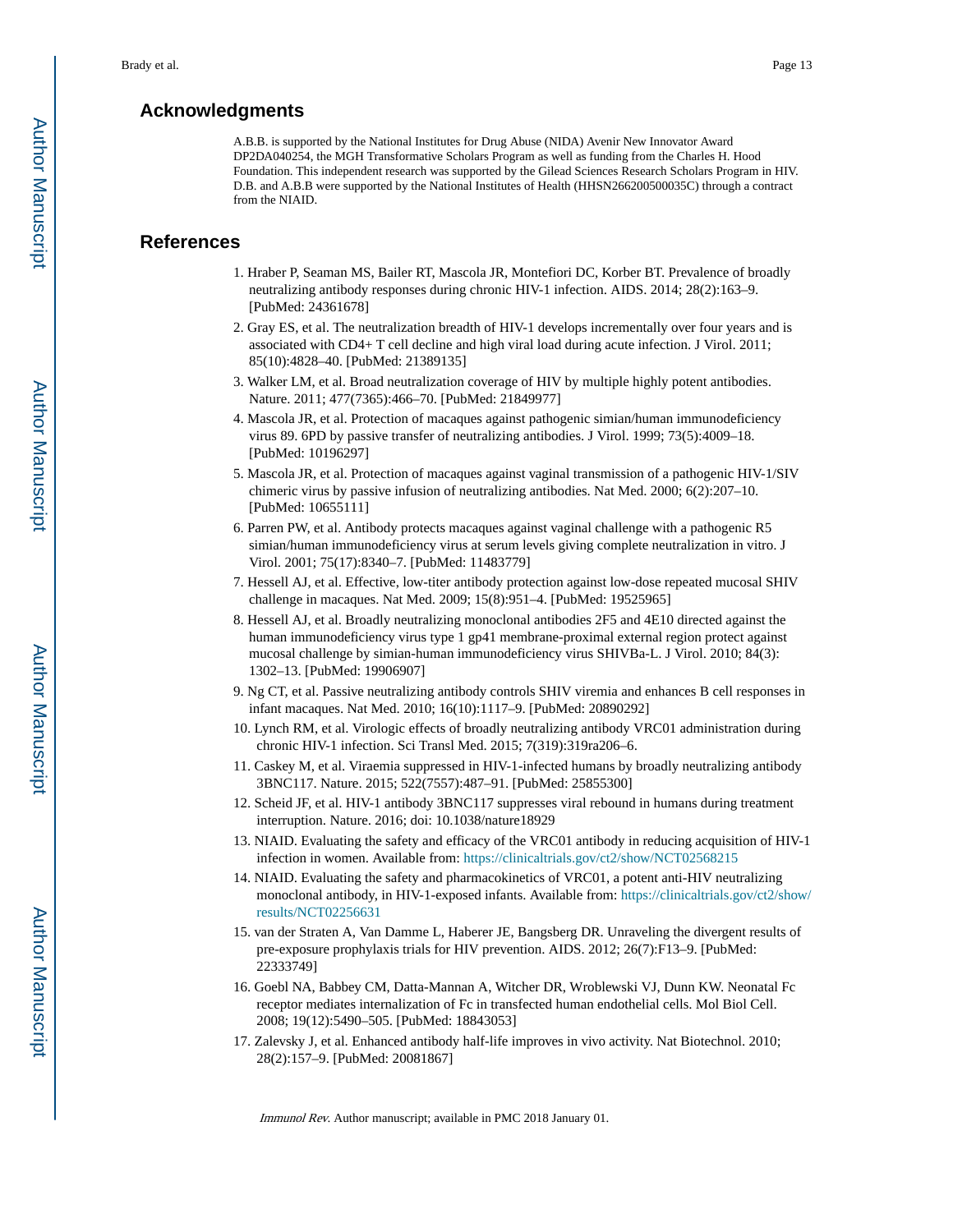## Acknowledgments

A.B.B. is supported by the National Institutes for Drug Abuse (NIDA) Avenir New Innovator Award DP2DA040254, the MGH Transformative Scholars Program as well as funding from the Charles H. Hood Foundation. This independent research was supported by the Gilead Sciences Research Scholars Program in HIV. D.B. and A.B.B were supported by the National Institutes of Health (HHSN266200500035C) through a contract from the NIAID.

## References

1. Hraber P, Seaman MS, Bailer RT, Mascola JR, Montefiori DC, Korber BT. Prevalence of broadly neutralizing antibody responses during chronic HIV-1 infection. AIDS. 2014; 28(2):163–9. [PubMed: 24361678]
2. Gray ES, et al. The neutralization breadth of HIV-1 develops incrementally over four years and is associated with CD4+ T cell decline and high viral load during acute infection. J Virol. 2011; 85(10):4828–40. [PubMed: 21389135]
3. Walker LM, et al. Broad neutralization coverage of HIV by multiple highly potent antibodies. Nature. 2011; 477(7365):466–70. [PubMed: 21849977]
4. Mascola JR, et al. Protection of macaques against pathogenic simian/human immunodeficiency virus 89. 6PD by passive transfer of neutralizing antibodies. J Virol. 1999; 73(5):4009–18. [PubMed: 10196297]
5. Mascola JR, et al. Protection of macaques against vaginal transmission of a pathogenic HIV-1/SIV chimeric virus by passive infusion of neutralizing antibodies. Nat Med. 2000; 6(2):207–10. [PubMed: 10655111]
6. Parren PW, et al. Antibody protects macaques against vaginal challenge with a pathogenic R5 simian/human immunodeficiency virus at serum levels giving complete neutralization in vitro. J Virol. 2001; 75(17):8340–7. [PubMed: 11483779]
7. Hessell AJ, et al. Effective, low-titer antibody protection against low-dose repeated mucosal SHIV challenge in macaques. Nat Med. 2009; 15(8):951–4. [PubMed: 19525965]
8. Hessell AJ, et al. Broadly neutralizing monoclonal antibodies 2F5 and 4E10 directed against the human immunodeficiency virus type 1 gp41 membrane-proximal external region protect against mucosal challenge by simian-human immunodeficiency virus SHIVBa-L. J Virol. 2010; 84(3): 1302–13. [PubMed: 19906907]
9. Ng CT, et al. Passive neutralizing antibody controls SHIV viremia and enhances B cell responses in infant macaques. Nat Med. 2010; 16(10):1117–9. [PubMed: 20890292]
10. Lynch RM, et al. Virologic effects of broadly neutralizing antibody VRC01 administration during chronic HIV-1 infection. Sci Transl Med. 2015; 7(319):319ra206–6.
11. Caskey M, et al. Viraemia suppressed in HIV-1-infected humans by broadly neutralizing antibody 3BNC117. Nature. 2015; 522(7557):487–91. [PubMed: 25855300]
12. Scheid JF, et al. HIV-1 antibody 3BNC117 suppresses viral rebound in humans during treatment interruption. Nature. 2016; doi: 10.1038/nature18929
13. NIAID. Evaluating the safety and efficacy of the VRC01 antibody in reducing acquisition of HIV-1 infection in women. Available from: https://clinicaltrials.gov/ct2/show/NCT02568215
14. NIAID. Evaluating the safety and pharmacokinetics of VRC01, a potent anti-HIV neutralizing monoclonal antibody, in HIV-1-exposed infants. Available from: https://clinicaltrials.gov/ct2/show/results/NCT02256631
15. van der Straten A, Van Damme L, Haberer JE, Bangsberg DR. Unraveling the divergent results of pre-exposure prophylaxis trials for HIV prevention. AIDS. 2012; 26(7):F13–9. [PubMed: 22333749]
16. Goebl NA, Babbey CM, Datta-Mannan A, Witcher DR, Wroblewski VJ, Dunn KW. Neonatal Fc receptor mediates internalization of Fc in transfected human endothelial cells. Mol Biol Cell. 2008; 19(12):5490–505. [PubMed: 18843053]
17. Zalevsky J, et al. Enhanced antibody half-life improves in vivo activity. Nat Biotechnol. 2010; 28(2):157–9. [PubMed: 20081867]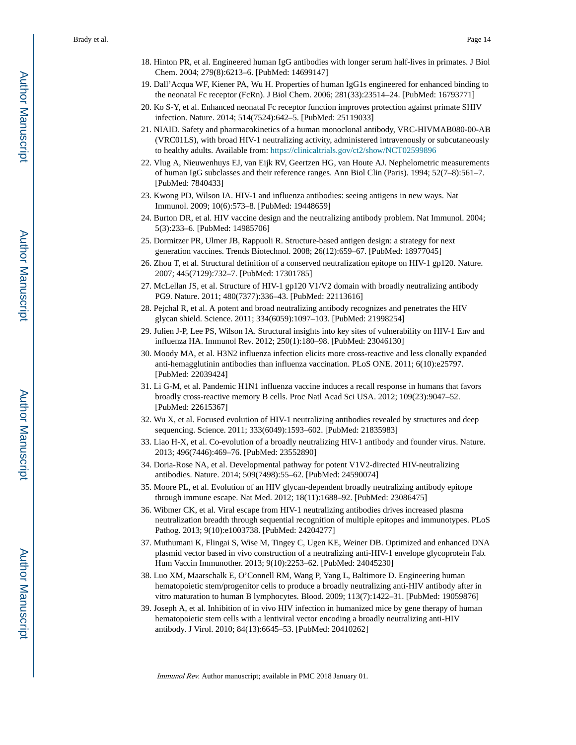18. Hinton PR, et al. Engineered human IgG antibodies with longer serum half-lives in primates. J Biol Chem. 2004; 279(8):6213–6. [PubMed: 14699147]
19. Dall'Acqua WF, Kiener PA, Wu H. Properties of human IgG1s engineered for enhanced binding to the neonatal Fc receptor (FcRn). J Biol Chem. 2006; 281(33):23514–24. [PubMed: 16793771]
20. Ko S-Y, et al. Enhanced neonatal Fc receptor function improves protection against primate SHIV infection. Nature. 2014; 514(7524):642–5. [PubMed: 25119033]
21. NIAID. Safety and pharmacokinetics of a human monoclonal antibody, VRC-HIVMAB080-00-AB (VRC01LS), with broad HIV-1 neutralizing activity, administered intravenously or subcutaneously to healthy adults. Available from: https://clinicaltrials.gov/ct2/show/NCT02599896
22. Vlug A, Nieuwenhuys EJ, van Eijk RV, Geertzen HG, van Houte AJ. Nephelometric measurements of human IgG subclasses and their reference ranges. Ann Biol Clin (Paris). 1994; 52(7–8):561–7. [PubMed: 7840433]
23. Kwong PD, Wilson IA. HIV-1 and influenza antibodies: seeing antigens in new ways. Nat Immunol. 2009; 10(6):573–8. [PubMed: 19448659]
24. Burton DR, et al. HIV vaccine design and the neutralizing antibody problem. Nat Immunol. 2004; 5(3):233–6. [PubMed: 14985706]
25. Dormitzer PR, Ulmer JB, Rappuoli R. Structure-based antigen design: a strategy for next generation vaccines. Trends Biotechnol. 2008; 26(12):659–67. [PubMed: 18977045]
26. Zhou T, et al. Structural definition of a conserved neutralization epitope on HIV-1 gp120. Nature. 2007; 445(7129):732–7. [PubMed: 17301785]
27. McLellan JS, et al. Structure of HIV-1 gp120 V1/V2 domain with broadly neutralizing antibody PG9. Nature. 2011; 480(7377):336–43. [PubMed: 22113616]
28. Pejchal R, et al. A potent and broad neutralizing antibody recognizes and penetrates the HIV glycan shield. Science. 2011; 334(6059):1097–103. [PubMed: 21998254]
29. Julien J-P, Lee PS, Wilson IA. Structural insights into key sites of vulnerability on HIV-1 Env and influenza HA. Immunol Rev. 2012; 250(1):180–98. [PubMed: 23046130]
30. Moody MA, et al. H3N2 influenza infection elicits more cross-reactive and less clonally expanded anti-hemagglutinin antibodies than influenza vaccination. PLoS ONE. 2011; 6(10):e25797. [PubMed: 22039424]
31. Li G-M, et al. Pandemic H1N1 influenza vaccine induces a recall response in humans that favors broadly cross-reactive memory B cells. Proc Natl Acad Sci USA. 2012; 109(23):9047–52. [PubMed: 22615367]
32. Wu X, et al. Focused evolution of HIV-1 neutralizing antibodies revealed by structures and deep sequencing. Science. 2011; 333(6049):1593–602. [PubMed: 21835983]
33. Liao H-X, et al. Co-evolution of a broadly neutralizing HIV-1 antibody and founder virus. Nature. 2013; 496(7446):469–76. [PubMed: 23552890]
34. Doria-Rose NA, et al. Developmental pathway for potent V1V2-directed HIV-neutralizing antibodies. Nature. 2014; 509(7498):55–62. [PubMed: 24590074]
35. Moore PL, et al. Evolution of an HIV glycan-dependent broadly neutralizing antibody epitope through immune escape. Nat Med. 2012; 18(11):1688–92. [PubMed: 23086475]
36. Wibmer CK, et al. Viral escape from HIV-1 neutralizing antibodies drives increased plasma neutralization breadth through sequential recognition of multiple epitopes and immunotypes. PLoS Pathog. 2013; 9(10):e1003738. [PubMed: 24204277]
37. Muthumani K, Flingai S, Wise M, Tingey C, Ugen KE, Weiner DB. Optimized and enhanced DNA plasmid vector based in vivo construction of a neutralizing anti-HIV-1 envelope glycoprotein Fab. Hum Vaccin Immunother. 2013; 9(10):2253–62. [PubMed: 24045230]
38. Luo XM, Maarschalk E, O'Connell RM, Wang P, Yang L, Baltimore D. Engineering human hematopoietic stem/progenitor cells to produce a broadly neutralizing anti-HIV antibody after in vitro maturation to human B lymphocytes. Blood. 2009; 113(7):1422–31. [PubMed: 19059876]
39. Joseph A, et al. Inhibition of in vivo HIV infection in humanized mice by gene therapy of human hematopoietic stem cells with a lentiviral vector encoding a broadly neutralizing anti-HIV antibody. J Virol. 2010; 84(13):6645–53. [PubMed: 20410262]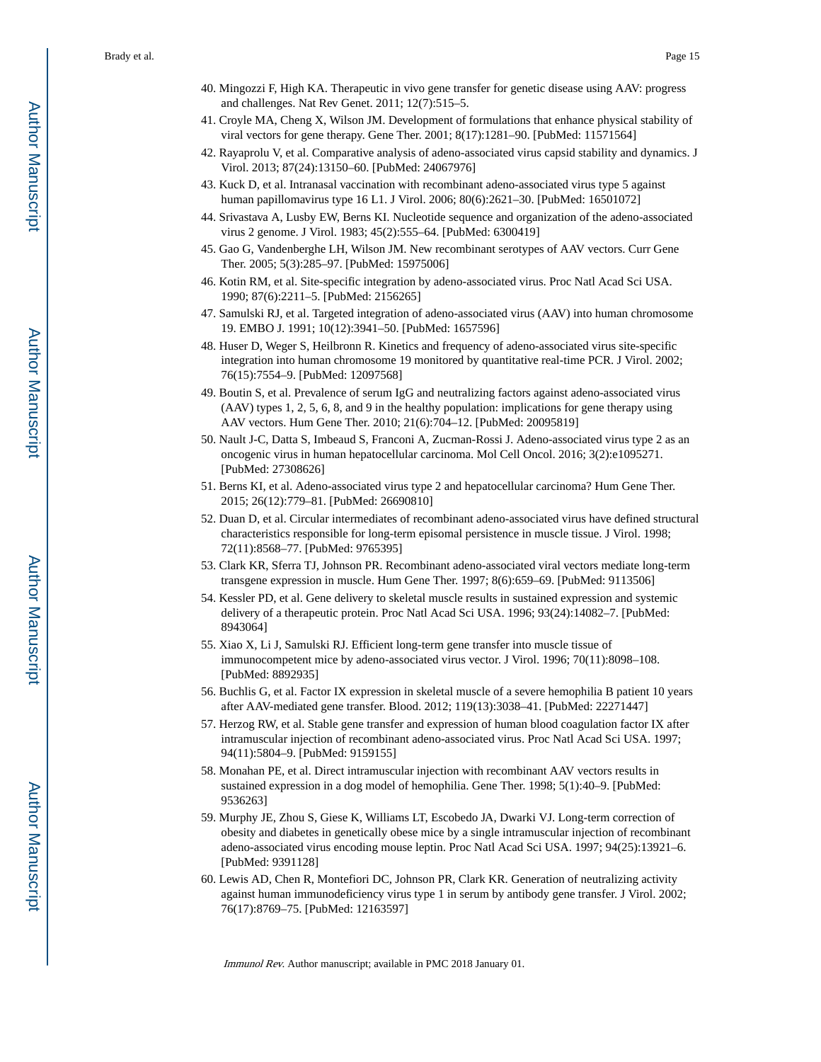40. Mingozzi F, High KA. Therapeutic in vivo gene transfer for genetic disease using AAV: progress and challenges. Nat Rev Genet. 2011; 12(7):515–5.
41. Croyle MA, Cheng X, Wilson JM. Development of formulations that enhance physical stability of viral vectors for gene therapy. Gene Ther. 2001; 8(17):1281–90. [PubMed: 11571564]
42. Rayaprolu V, et al. Comparative analysis of adeno-associated virus capsid stability and dynamics. J Virol. 2013; 87(24):13150–60. [PubMed: 24067976]
43. Kuck D, et al. Intranasal vaccination with recombinant adeno-associated virus type 5 against human papillomavirus type 16 L1. J Virol. 2006; 80(6):2621–30. [PubMed: 16501072]
44. Srivastava A, Lusby EW, Berns KI. Nucleotide sequence and organization of the adeno-associated virus 2 genome. J Virol. 1983; 45(2):555–64. [PubMed: 6300419]
45. Gao G, Vandenberghe LH, Wilson JM. New recombinant serotypes of AAV vectors. Curr Gene Ther. 2005; 5(3):285–97. [PubMed: 15975006]
46. Kotin RM, et al. Site-specific integration by adeno-associated virus. Proc Natl Acad Sci USA. 1990; 87(6):2211–5. [PubMed: 2156265]
47. Samulski RJ, et al. Targeted integration of adeno-associated virus (AAV) into human chromosome 19. EMBO J. 1991; 10(12):3941–50. [PubMed: 1657596]
48. Huser D, Weger S, Heilbronn R. Kinetics and frequency of adeno-associated virus site-specific integration into human chromosome 19 monitored by quantitative real-time PCR. J Virol. 2002; 76(15):7554–9. [PubMed: 12097568]
49. Boutin S, et al. Prevalence of serum IgG and neutralizing factors against adeno-associated virus (AAV) types 1, 2, 5, 6, 8, and 9 in the healthy population: implications for gene therapy using AAV vectors. Hum Gene Ther. 2010; 21(6):704–12. [PubMed: 20095819]
50. Nault J-C, Datta S, Imbeaud S, Franconi A, Zucman-Rossi J. Adeno-associated virus type 2 as an oncogenic virus in human hepatocellular carcinoma. Mol Cell Oncol. 2016; 3(2):e1095271. [PubMed: 27308626]
51. Berns KI, et al. Adeno-associated virus type 2 and hepatocellular carcinoma? Hum Gene Ther. 2015; 26(12):779–81. [PubMed: 26690810]
52. Duan D, et al. Circular intermediates of recombinant adeno-associated virus have defined structural characteristics responsible for long-term episomal persistence in muscle tissue. J Virol. 1998; 72(11):8568–77. [PubMed: 9765395]
53. Clark KR, Sferra TJ, Johnson PR. Recombinant adeno-associated viral vectors mediate long-term transgene expression in muscle. Hum Gene Ther. 1997; 8(6):659–69. [PubMed: 9113506]
54. Kessler PD, et al. Gene delivery to skeletal muscle results in sustained expression and systemic delivery of a therapeutic protein. Proc Natl Acad Sci USA. 1996; 93(24):14082–7. [PubMed: 8943064]
55. Xiao X, Li J, Samulski RJ. Efficient long-term gene transfer into muscle tissue of immunocompetent mice by adeno-associated virus vector. J Virol. 1996; 70(11):8098–108. [PubMed: 8892935]
56. Buchlis G, et al. Factor IX expression in skeletal muscle of a severe hemophilia B patient 10 years after AAV-mediated gene transfer. Blood. 2012; 119(13):3038–41. [PubMed: 22271447]
57. Herzog RW, et al. Stable gene transfer and expression of human blood coagulation factor IX after intramuscular injection of recombinant adeno-associated virus. Proc Natl Acad Sci USA. 1997; 94(11):5804–9. [PubMed: 9159155]
58. Monahan PE, et al. Direct intramuscular injection with recombinant AAV vectors results in sustained expression in a dog model of hemophilia. Gene Ther. 1998; 5(1):40–9. [PubMed: 9536263]
59. Murphy JE, Zhou S, Giese K, Williams LT, Escobedo JA, Dwarki VJ. Long-term correction of obesity and diabetes in genetically obese mice by a single intramuscular injection of recombinant adeno-associated virus encoding mouse leptin. Proc Natl Acad Sci USA. 1997; 94(25):13921–6. [PubMed: 9391128]
60. Lewis AD, Chen R, Montefiori DC, Johnson PR, Clark KR. Generation of neutralizing activity against human immunodeficiency virus type 1 in serum by antibody gene transfer. J Virol. 2002; 76(17):8769–75. [PubMed: 12163597]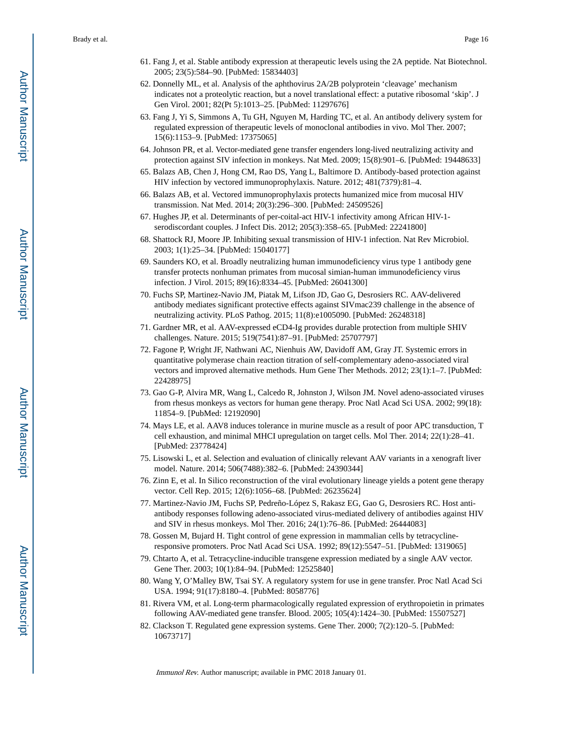61. Fang J, et al. Stable antibody expression at therapeutic levels using the 2A peptide. Nat Biotechnol. 2005; 23(5):584–90. [PubMed: 15834403]
62. Donnelly ML, et al. Analysis of the aphthovirus 2A/2B polyprotein 'cleavage' mechanism indicates not a proteolytic reaction, but a novel translational effect: a putative ribosomal 'skip'. J Gen Virol. 2001; 82(Pt 5):1013–25. [PubMed: 11297676]
63. Fang J, Yi S, Simmons A, Tu GH, Nguyen M, Harding TC, et al. An antibody delivery system for regulated expression of therapeutic levels of monoclonal antibodies in vivo. Mol Ther. 2007; 15(6):1153–9. [PubMed: 17375065]
64. Johnson PR, et al. Vector-mediated gene transfer engenders long-lived neutralizing activity and protection against SIV infection in monkeys. Nat Med. 2009; 15(8):901–6. [PubMed: 19448633]
65. Balazs AB, Chen J, Hong CM, Rao DS, Yang L, Baltimore D. Antibody-based protection against HIV infection by vectored immunoprophylaxis. Nature. 2012; 481(7379):81–4.
66. Balazs AB, et al. Vectored immunoprophylaxis protects humanized mice from mucosal HIV transmission. Nat Med. 2014; 20(3):296–300. [PubMed: 24509526]
67. Hughes JP, et al. Determinants of per-coital-act HIV-1 infectivity among African HIV-1-serodiscordant couples. J Infect Dis. 2012; 205(3):358–65. [PubMed: 22241800]
68. Shattock RJ, Moore JP. Inhibiting sexual transmission of HIV-1 infection. Nat Rev Microbiol. 2003; 1(1):25–34. [PubMed: 15040177]
69. Saunders KO, et al. Broadly neutralizing human immunodeficiency virus type 1 antibody gene transfer protects nonhuman primates from mucosal simian-human immunodeficiency virus infection. J Virol. 2015; 89(16):8334–45. [PubMed: 26041300]
70. Fuchs SP, Martinez-Navio JM, Piatak M, Lifson JD, Gao G, Desrosiers RC. AAV-delivered antibody mediates significant protective effects against SIVmac239 challenge in the absence of neutralizing activity. PLoS Pathog. 2015; 11(8):e1005090. [PubMed: 26248318]
71. Gardner MR, et al. AAV-expressed eCD4-Ig provides durable protection from multiple SHIV challenges. Nature. 2015; 519(7541):87–91. [PubMed: 25707797]
72. Fagone P, Wright JF, Nathwani AC, Nienhuis AW, Davidoff AM, Gray JT. Systemic errors in quantitative polymerase chain reaction titration of self-complementary adeno-associated viral vectors and improved alternative methods. Hum Gene Ther Methods. 2012; 23(1):1–7. [PubMed: 22428975]
73. Gao G-P, Alvira MR, Wang L, Calcedo R, Johnston J, Wilson JM. Novel adeno-associated viruses from rhesus monkeys as vectors for human gene therapy. Proc Natl Acad Sci USA. 2002; 99(18): 11854–9. [PubMed: 12192090]
74. Mays LE, et al. AAV8 induces tolerance in murine muscle as a result of poor APC transduction, T cell exhaustion, and minimal MHCI upregulation on target cells. Mol Ther. 2014; 22(1):28–41. [PubMed: 23778424]
75. Lisowski L, et al. Selection and evaluation of clinically relevant AAV variants in a xenograft liver model. Nature. 2014; 506(7488):382–6. [PubMed: 24390344]
76. Zinn E, et al. In Silico reconstruction of the viral evolutionary lineage yields a potent gene therapy vector. Cell Rep. 2015; 12(6):1056–68. [PubMed: 26235624]
77. Martinez-Navio JM, Fuchs SP, Pedreño-López S, Rakasz EG, Gao G, Desrosiers RC. Host anti-antibody responses following adeno-associated virus-mediated delivery of antibodies against HIV and SIV in rhesus monkeys. Mol Ther. 2016; 24(1):76–86. [PubMed: 26444083]
78. Gossen M, Bujard H. Tight control of gene expression in mammalian cells by tetracycline-responsive promoters. Proc Natl Acad Sci USA. 1992; 89(12):5547–51. [PubMed: 1319065]
79. Chtarto A, et al. Tetracycline-inducible transgene expression mediated by a single AAV vector. Gene Ther. 2003; 10(1):84–94. [PubMed: 12525840]
80. Wang Y, O'Malley BW, Tsai SY. A regulatory system for use in gene transfer. Proc Natl Acad Sci USA. 1994; 91(17):8180–4. [PubMed: 8058776]
81. Rivera VM, et al. Long-term pharmacologically regulated expression of erythropoietin in primates following AAV-mediated gene transfer. Blood. 2005; 105(4):1424–30. [PubMed: 15507527]
82. Clackson T. Regulated gene expression systems. Gene Ther. 2000; 7(2):120–5. [PubMed: 10673717]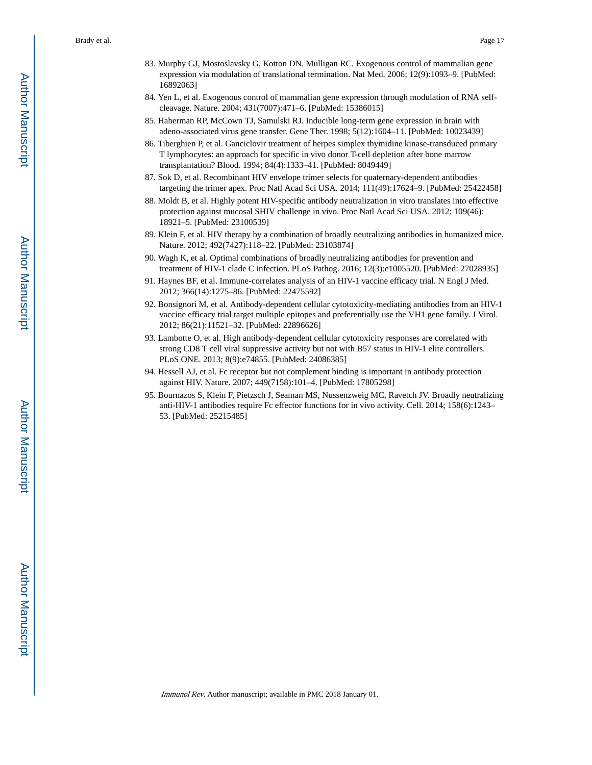83. Murphy GJ, Mostoslavsky G, Kotton DN, Mulligan RC. Exogenous control of mammalian gene expression via modulation of translational termination. Nat Med. 2006; 12(9):1093–9. [PubMed: 16892063]
84. Yen L, et al. Exogenous control of mammalian gene expression through modulation of RNA self-cleavage. Nature. 2004; 431(7007):471–6. [PubMed: 15386015]
85. Haberman RP, McCown TJ, Samulski RJ. Inducible long-term gene expression in brain with adeno-associated virus gene transfer. Gene Ther. 1998; 5(12):1604–11. [PubMed: 10023439]
86. Tiberghien P, et al. Ganciclovir treatment of herpes simplex thymidine kinase-transduced primary T lymphocytes: an approach for specific in vivo donor T-cell depletion after bone marrow transplantation? Blood. 1994; 84(4):1333–41. [PubMed: 8049449]
87. Sok D, et al. Recombinant HIV envelope trimer selects for quaternary-dependent antibodies targeting the trimer apex. Proc Natl Acad Sci USA. 2014; 111(49):17624–9. [PubMed: 25422458]
88. Moldt B, et al. Highly potent HIV-specific antibody neutralization in vitro translates into effective protection against mucosal SHIV challenge in vivo. Proc Natl Acad Sci USA. 2012; 109(46): 18921–5. [PubMed: 23100539]
89. Klein F, et al. HIV therapy by a combination of broadly neutralizing antibodies in humanized mice. Nature. 2012; 492(7427):118–22. [PubMed: 23103874]
90. Wagh K, et al. Optimal combinations of broadly neutralizing antibodies for prevention and treatment of HIV-1 clade C infection. PLoS Pathog. 2016; 12(3):e1005520. [PubMed: 27028935]
91. Haynes BF, et al. Immune-correlates analysis of an HIV-1 vaccine efficacy trial. N Engl J Med. 2012; 366(14):1275–86. [PubMed: 22475592]
92. Bonsignori M, et al. Antibody-dependent cellular cytotoxicity-mediating antibodies from an HIV-1 vaccine efficacy trial target multiple epitopes and preferentially use the VH1 gene family. J Virol. 2012; 86(21):11521–32. [PubMed: 22896626]
93. Lambotte O, et al. High antibody-dependent cellular cytotoxicity responses are correlated with strong CD8 T cell viral suppressive activity but not with B57 status in HIV-1 elite controllers. PLoS ONE. 2013; 8(9):e74855. [PubMed: 24086385]
94. Hessell AJ, et al. Fc receptor but not complement binding is important in antibody protection against HIV. Nature. 2007; 449(7158):101–4. [PubMed: 17805298]
95. Bournazos S, Klein F, Pietzsch J, Seaman MS, Nussenzweig MC, Ravetch JV. Broadly neutralizing anti-HIV-1 antibodies require Fc effector functions for in vivo activity. Cell. 2014; 158(6):1243–53. [PubMed: 25215485]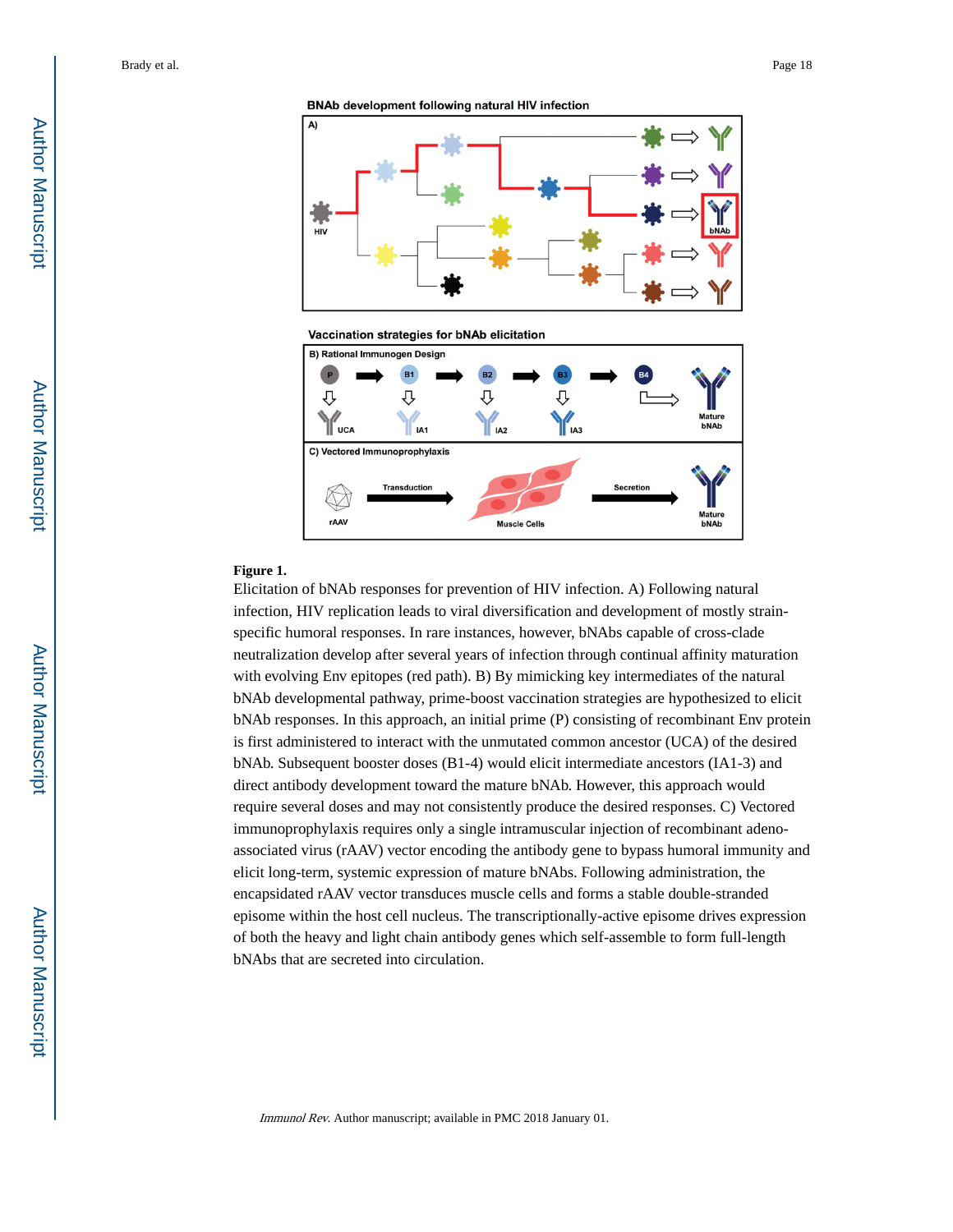BNAb development following natural HIV infection

A)

HIV

bNAb

Vaccination strategies for bNAb elicitation

B) Rational Immunogen Design

P

B1

B2

B3

B4

UCA

IA1

IA2

IA3

Mature bNAb

C) Vectored Immunoprophylaxis

rAAV

Transduction

Muscle Cells

Secretion

Mature bNAb

**Figure 1.**

Elicitation of bNAb responses for prevention of HIV infection. A) Following natural infection, HIV replication leads to viral diversification and development of mostly strain-specific humoral responses. In rare instances, however, bNAbs capable of cross-clade neutralization develop after several years of infection through continual affinity maturation with evolving Env epitopes (red path). B) By mimicking key intermediates of the natural bNAb developmental pathway, prime-boost vaccination strategies are hypothesized to elicit bNAb responses. In this approach, an initial prime (P) consisting of recombinant Env protein is first administered to interact with the unmutated common ancestor (UCA) of the desired bNAb. Subsequent booster doses (B1-4) would elicit intermediate ancestors (IA1-3) and direct antibody development toward the mature bNAb. However, this approach would require several doses and may not consistently produce the desired responses. C) Vectored immunoprophylaxis requires only a single intramuscular injection of recombinant adeno-associated virus (rAAV) vector encoding the antibody gene to bypass humoral immunity and elicit long-term, systemic expression of mature bNAbs. Following administration, the encapsidated rAAV vector transduces muscle cells and forms a stable double-stranded episome within the host cell nucleus. The transcriptionally-active episome drives expression of both the heavy and light chain antibody genes which self-assemble to form full-length bNAbs that are secreted into circulation.